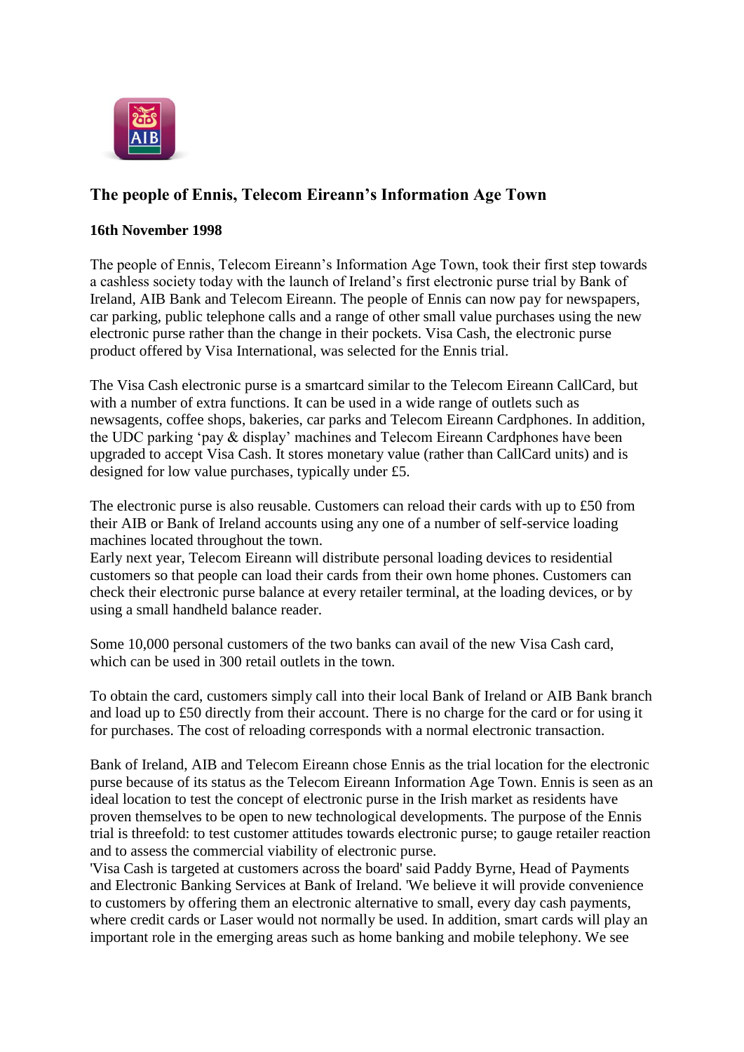## The people of Ennis, Telecom Eireann's Information Age Town

**16th November 1998**

The people of Ennis, Telecom Eireann's Information Age Town, took their first step towards a cashless society today with the launch of Ireland's first electronic purse trial by Bank of Ireland, AIB Bank and Telecom Eireann. The people of Ennis can now pay for newspapers, car parking, public telephone calls and a range of other small value purchases using the new electronic purse rather than the change in their pockets. Visa Cash, the electronic purse product offered by Visa International, was selected for the Ennis trial.

The Visa Cash electronic purse is a smartcard similar to the Telecom Eireann CallCard, but with a number of extra functions. It can be used in a wide range of outlets such as newsagents, coffee shops, bakeries, car parks and Telecom Eireann Cardphones. In addition, the UDC parking 'pay & display' machines and Telecom Eireann Cardphones have been upgraded to accept Visa Cash. It stores monetary value (rather than CallCard units) and is designed for low value purchases, typically under £5.

The electronic purse is also reusable. Customers can reload their cards with up to £50 from their AIB or Bank of Ireland accounts using any one of a number of self-service loading machines located throughout the town.
Early next year, Telecom Eireann will distribute personal loading devices to residential customers so that people can load their cards from their own home phones. Customers can check their electronic purse balance at every retailer terminal, at the loading devices, or by using a small handheld balance reader.

Some 10,000 personal customers of the two banks can avail of the new Visa Cash card, which can be used in 300 retail outlets in the town.

To obtain the card, customers simply call into their local Bank of Ireland or AIB Bank branch and load up to £50 directly from their account. There is no charge for the card or for using it for purchases. The cost of reloading corresponds with a normal electronic transaction.

Bank of Ireland, AIB and Telecom Eireann chose Ennis as the trial location for the electronic purse because of its status as the Telecom Eireann Information Age Town. Ennis is seen as an ideal location to test the concept of electronic purse in the Irish market as residents have proven themselves to be open to new technological developments. The purpose of the Ennis trial is threefold: to test customer attitudes towards electronic purse; to gauge retailer reaction and to assess the commercial viability of electronic purse.
'Visa Cash is targeted at customers across the board' said Paddy Byrne, Head of Payments and Electronic Banking Services at Bank of Ireland. 'We believe it will provide convenience to customers by offering them an electronic alternative to small, every day cash payments, where credit cards or Laser would not normally be used. In addition, smart cards will play an important role in the emerging areas such as home banking and mobile telephony. We see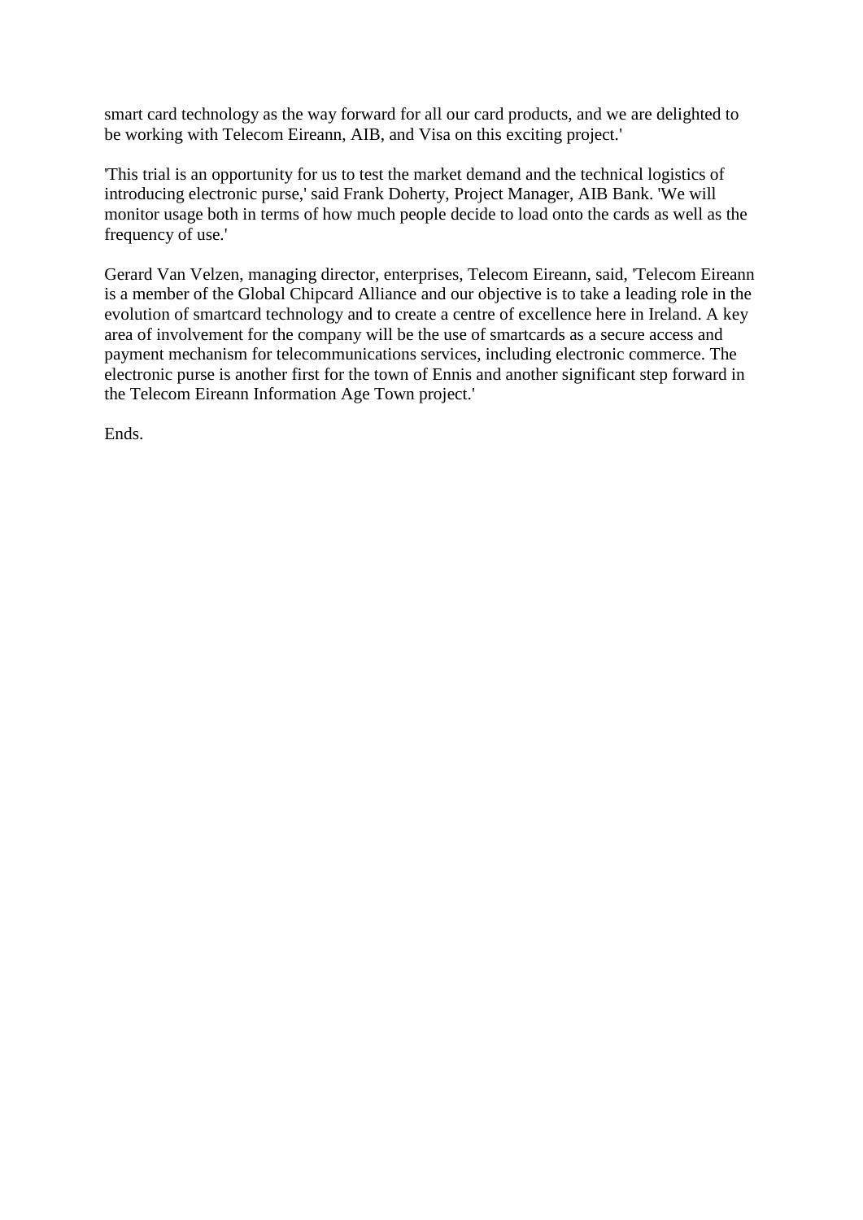smart card technology as the way forward for all our card products, and we are delighted to be working with Telecom Eireann, AIB, and Visa on this exciting project.'

'This trial is an opportunity for us to test the market demand and the technical logistics of introducing electronic purse,' said Frank Doherty, Project Manager, AIB Bank. 'We will monitor usage both in terms of how much people decide to load onto the cards as well as the frequency of use.'

Gerard Van Velzen, managing director, enterprises, Telecom Eireann, said, 'Telecom Eireann is a member of the Global Chipcard Alliance and our objective is to take a leading role in the evolution of smartcard technology and to create a centre of excellence here in Ireland. A key area of involvement for the company will be the use of smartcards as a secure access and payment mechanism for telecommunications services, including electronic commerce. The electronic purse is another first for the town of Ennis and another significant step forward in the Telecom Eireann Information Age Town project.'

Ends.